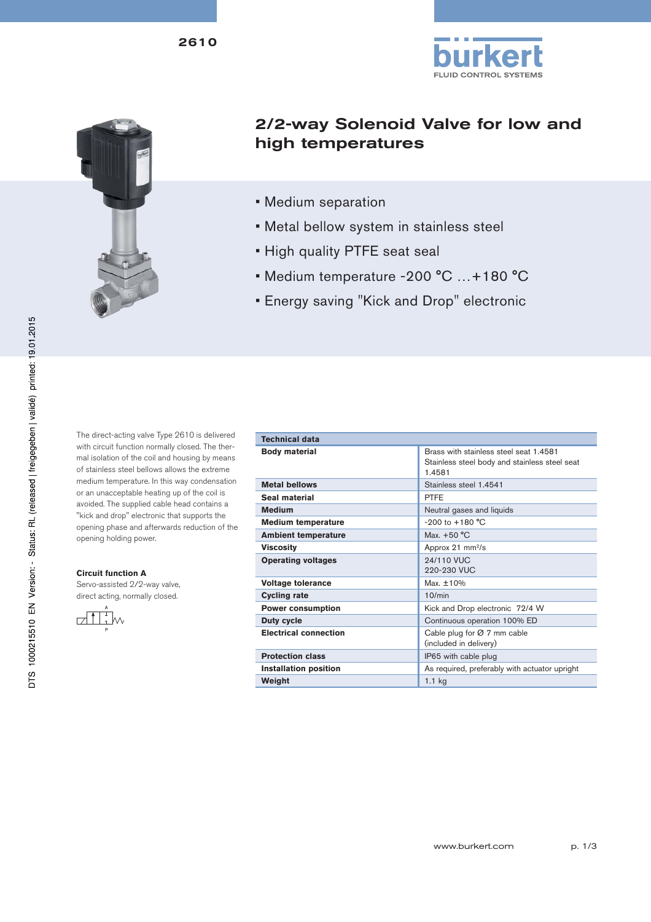# 2610

bürkert
FLUID CONTROL SYSTEMS

## 2/2-way Solenoid Valve for low and high temperatures

- Medium separation
- Metal bellow system in stainless steel
- High quality PTFE seat seal
- Medium temperature -200 °C ...+180 °C
- Energy saving "Kick and Drop" electronic

DTS 1000215510 EN Version: - Status: RL (released | freigegeben | validé) printed: 19.01.2015

The direct-acting valve Type 2610 is delivered with circuit function normally closed. The thermal isolation of the coil and housing by means of stainless steel bellows allows the extreme medium temperature. In this way condensation or an unacceptable heating up of the coil is avoided. The supplied cable head contains a "kick and drop" electronic that supports the opening phase and afterwards reduction of the opening holding power.

**Circuit function A**
Servo-assisted 2/2-way valve, direct acting, normally closed.

| Technical data | |
|---|---|
| **Body material** | Brass with stainless steel seat 1.4581<br>Stainless steel body and stainless steel seat 1.4581 |
| **Metal bellows** | Stainless steel 1.4541 |
| **Seal material** | PTFE |
| **Medium** | Neutral gases and liquids |
| **Medium temperature** | -200 to +180 °C |
| **Ambient temperature** | Max. +50 °C |
| **Viscosity** | Approx 21 mm²/s |
| **Operating voltages** | 24/110 VUC<br>220-230 VUC |
| **Voltage tolerance** | Max. ±10% |
| **Cycling rate** | 10/min |
| **Power consumption** | Kick and Drop electronic 72/4 W |
| **Duty cycle** | Continuous operation 100% ED |
| **Electrical connection** | Cable plug for Ø 7 mm cable (included in delivery) |
| **Protection class** | IP65 with cable plug |
| **Installation position** | As required, preferably with actuator upright |
| **Weight** | 1.1 kg |

www.burkert.com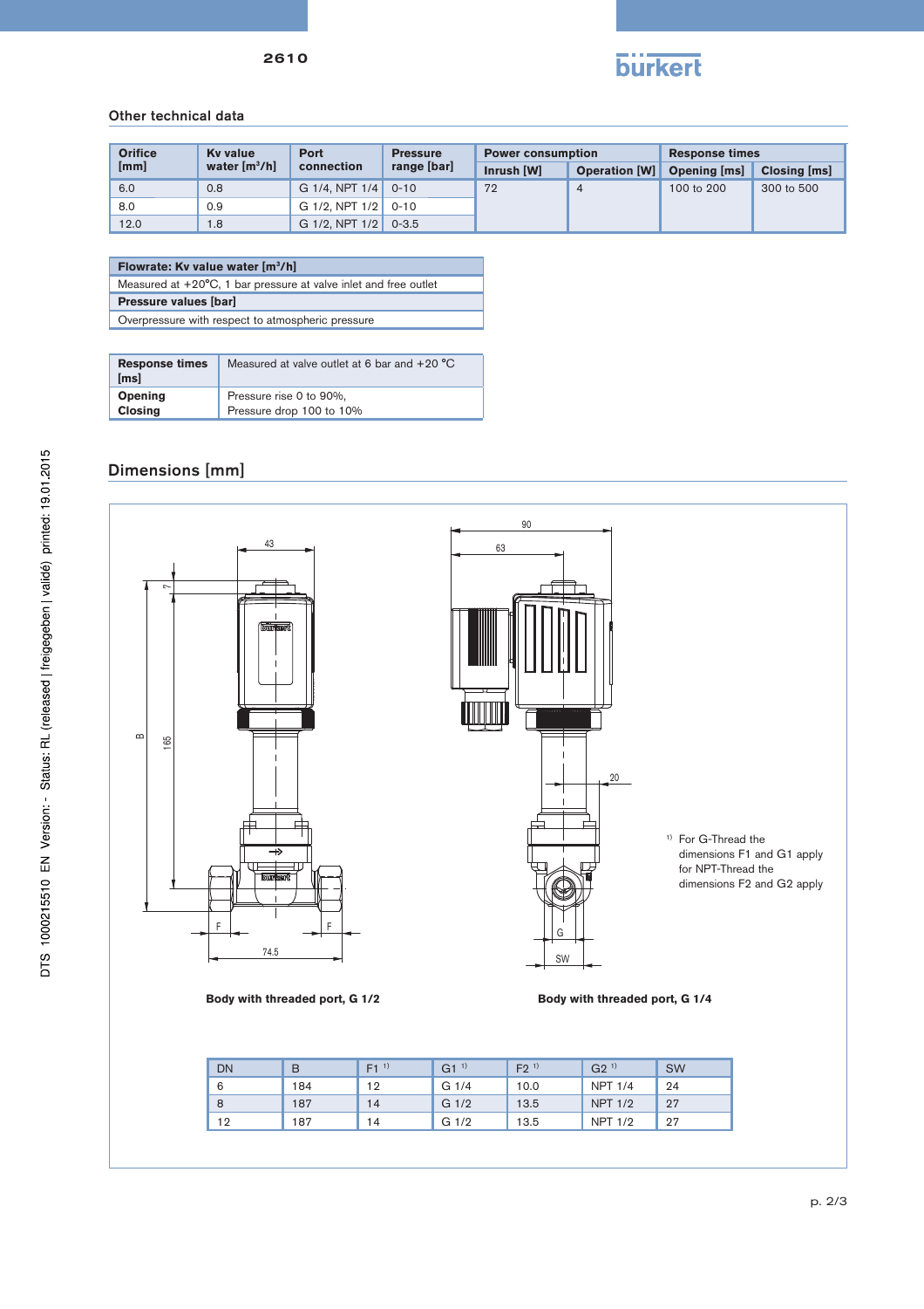## Other technical data

| Orifice [mm] | Kv value water [m³/h] | Port connection | Pressure range [bar] | Power consumption | | Response times | |
|---|---|---|---|---|---|---|---|
| | | | | Inrush [W] | Operation [W] | Opening [ms] | Closing [ms] |
| 6.0 | 0.8 | G 1/4, NPT 1/4 | 0-10 | 72 | 4 | 100 to 200 | 300 to 500 |
| 8.0 | 0.9 | G 1/2, NPT 1/2 | 0-10 | | | | |
| 12.0 | 1.8 | G 1/2, NPT 1/2 | 0-3.5 | | | | |

| **Flowrate: Kv value water [m³/h]** |
|---|
| Measured at +20°C, 1 bar pressure at valve inlet and free outlet |
| **Pressure values [bar]** |
| Overpressure with respect to atmospheric pressure |

| **Response times [ms]** | Measured at valve outlet at 6 bar and +20 °C |
|---|---|
| **Opening**<br>**Closing** | Pressure rise 0 to 90%,<br>Pressure drop 100 to 10% |

## Dimensions [mm]

Body with threaded port, G 1/2

Body with threaded port, G 1/4

1) For G-Thread the dimensions F1 and G1 apply for NPT-Thread the dimensions F2 and G2 apply

| DN | B | F1 [1] | G1 [1] | F2 [1] | G2 [1] | SW |
|---|---|---|---|---|---|---|
| 6 | 184 | 12 | G 1/4 | 10.0 | NPT 1/4 | 24 |
| 8 | 187 | 14 | G 1/2 | 13.5 | NPT 1/2 | 27 |
| 12 | 187 | 14 | G 1/2 | 13.5 | NPT 1/2 | 27 |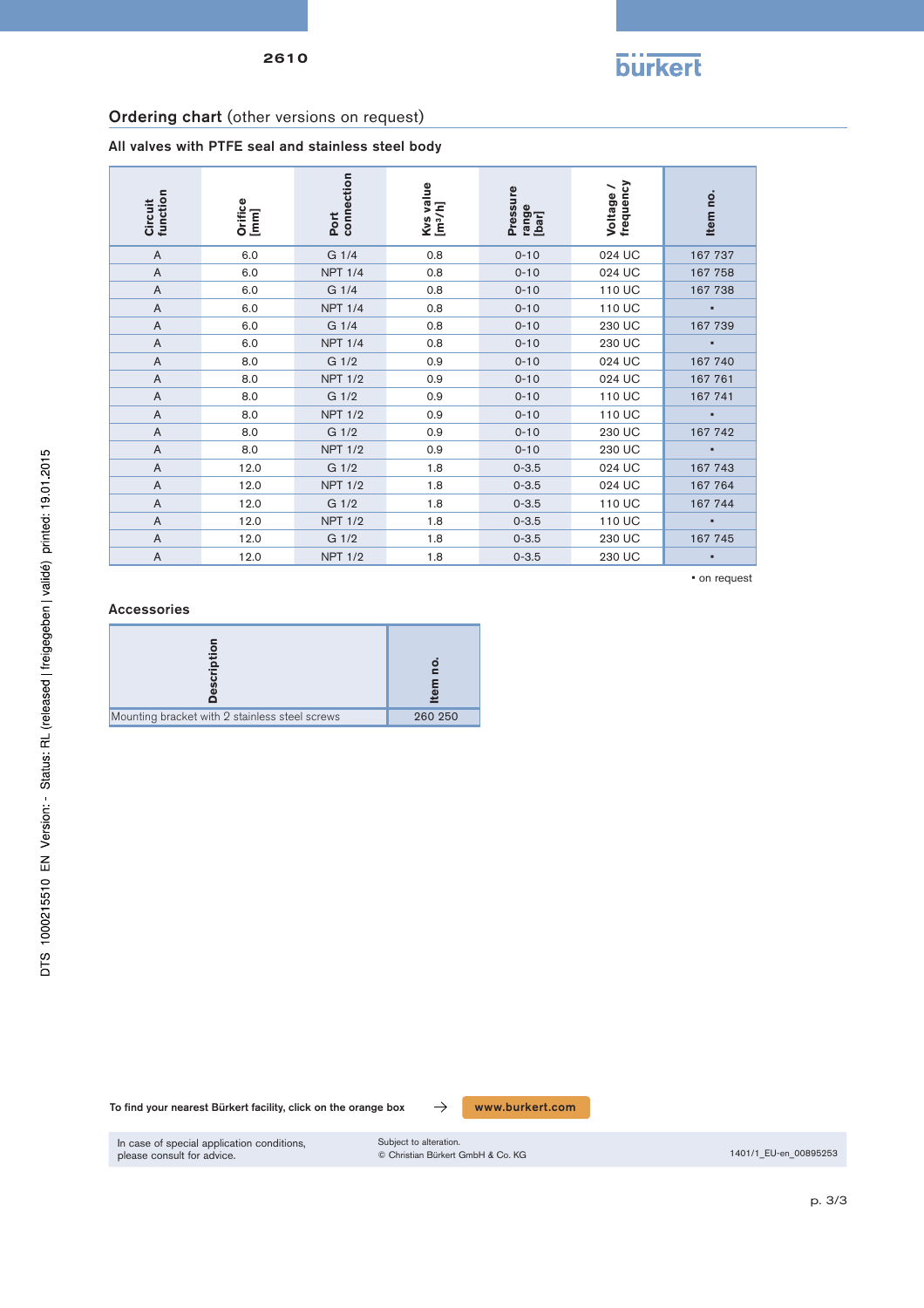## Ordering chart (other versions on request)

### All valves with PTFE seal and stainless steel body

| Circuit function | Orifice [mm] | Port connection | Kvs value [m³/h] | Pressure range [bar] | Voltage / frequency | Item no. |
|---|---|---|---|---|---|---|
| A | 6.0 | G 1/4 | 0.8 | 0-10 | 024 UC | 167 737 |
| A | 6.0 | NPT 1/4 | 0.8 | 0-10 | 024 UC | 167 758 |
| A | 6.0 | G 1/4 | 0.8 | 0-10 | 110 UC | 167 738 |
| A | 6.0 | NPT 1/4 | 0.8 | 0-10 | 110 UC | ▪ |
| A | 6.0 | G 1/4 | 0.8 | 0-10 | 230 UC | 167 739 |
| A | 6.0 | NPT 1/4 | 0.8 | 0-10 | 230 UC | ▪ |
| A | 8.0 | G 1/2 | 0.9 | 0-10 | 024 UC | 167 740 |
| A | 8.0 | NPT 1/2 | 0.9 | 0-10 | 024 UC | 167 761 |
| A | 8.0 | G 1/2 | 0.9 | 0-10 | 110 UC | 167 741 |
| A | 8.0 | NPT 1/2 | 0.9 | 0-10 | 110 UC | ▪ |
| A | 8.0 | G 1/2 | 0.9 | 0-10 | 230 UC | 167 742 |
| A | 8.0 | NPT 1/2 | 0.9 | 0-10 | 230 UC | ▪ |
| A | 12.0 | G 1/2 | 1.8 | 0-3.5 | 024 UC | 167 743 |
| A | 12.0 | NPT 1/2 | 1.8 | 0-3.5 | 024 UC | 167 764 |
| A | 12.0 | G 1/2 | 1.8 | 0-3.5 | 110 UC | 167 744 |
| A | 12.0 | NPT 1/2 | 1.8 | 0-3.5 | 110 UC | ▪ |
| A | 12.0 | G 1/2 | 1.8 | 0-3.5 | 230 UC | 167 745 |
| A | 12.0 | NPT 1/2 | 1.8 | 0-3.5 | 230 UC | ▪ |

▪ on request

### Accessories

| Description | Item no. |
|---|---|
| Mounting bracket with 2 stainless steel screws | 260 250 |

To find your nearest Bürkert facility, click on the orange box → www.burkert.com

In case of special application conditions, please consult for advice.

Subject to alteration.
© Christian Bürkert GmbH & Co. KG

1401/1_EU-en_00895253